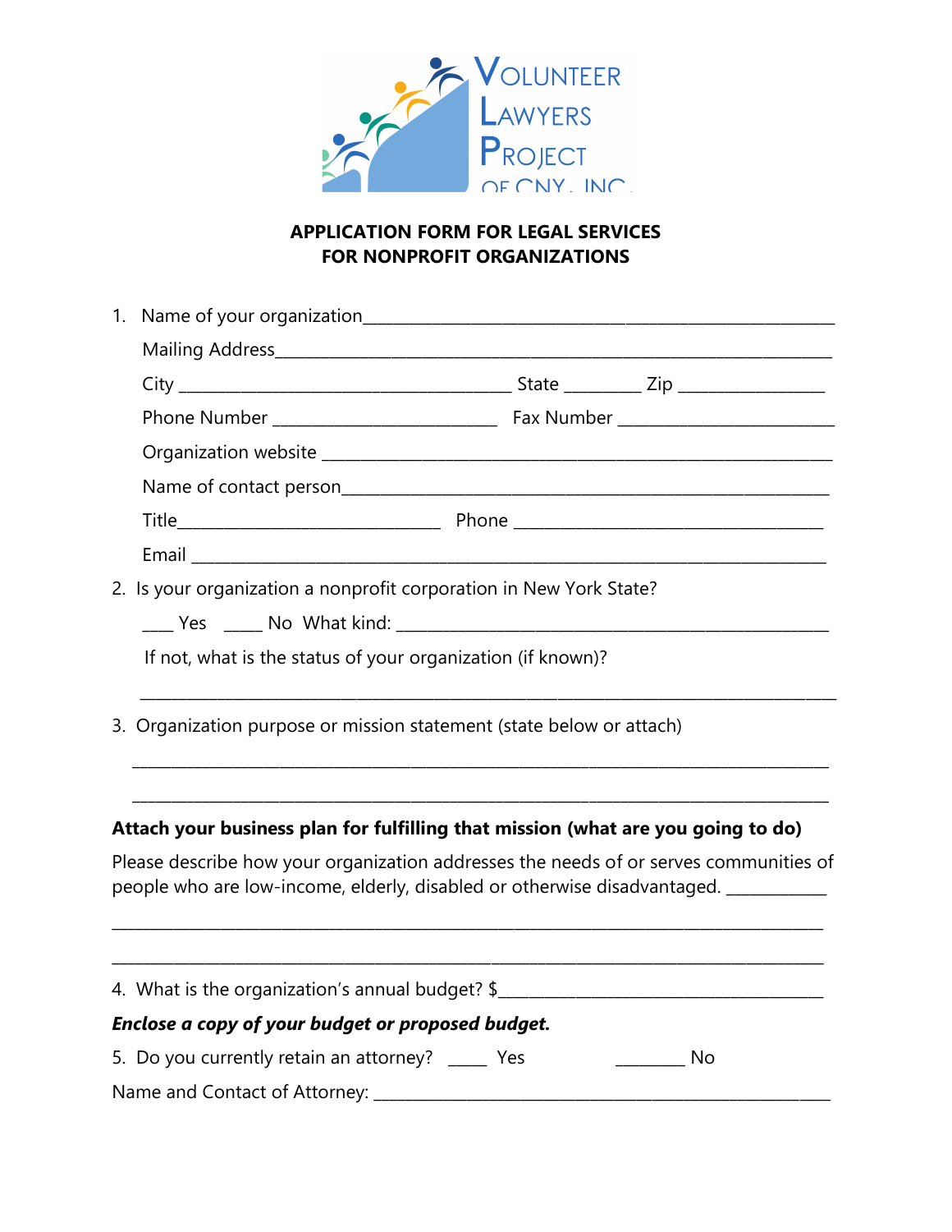VOLUNTEER LAWYERS PROJECT OF CNY, INC.

## APPLICATION FORM FOR LEGAL SERVICES FOR NONPROFIT ORGANIZATIONS

1. Name of your organization_______________________________________________

   Mailing Address_______________________________________________________

   City ______________________________ State ________ Zip ______________

   Phone Number _____________________ Fax Number _____________________

   Organization website _________________________________________________

   Name of contact person_______________________________________________

   Title________________________ Phone ____________________________

   Email _______________________________________________________________

2. Is your organization a nonprofit corporation in New York State?

   ____ Yes ____ No What kind: _________________________________________

   If not, what is the status of your organization (if known)?

   ____________________________________________________________________

3. Organization purpose or mission statement (state below or attach)

   ____________________________________________________________________

   ____________________________________________________________________

**Attach your business plan for fulfilling that mission (what are you going to do)**

Please describe how your organization addresses the needs of or serves communities of people who are low-income, elderly, disabled or otherwise disadvantaged. ___________

______________________________________________________________________

______________________________________________________________________

4. What is the organization's annual budget? $_______________________________

***Enclose a copy of your budget or proposed budget.***

5. Do you currently retain an attorney? ____ Yes ________ No

Name and Contact of Attorney: ___________________________________________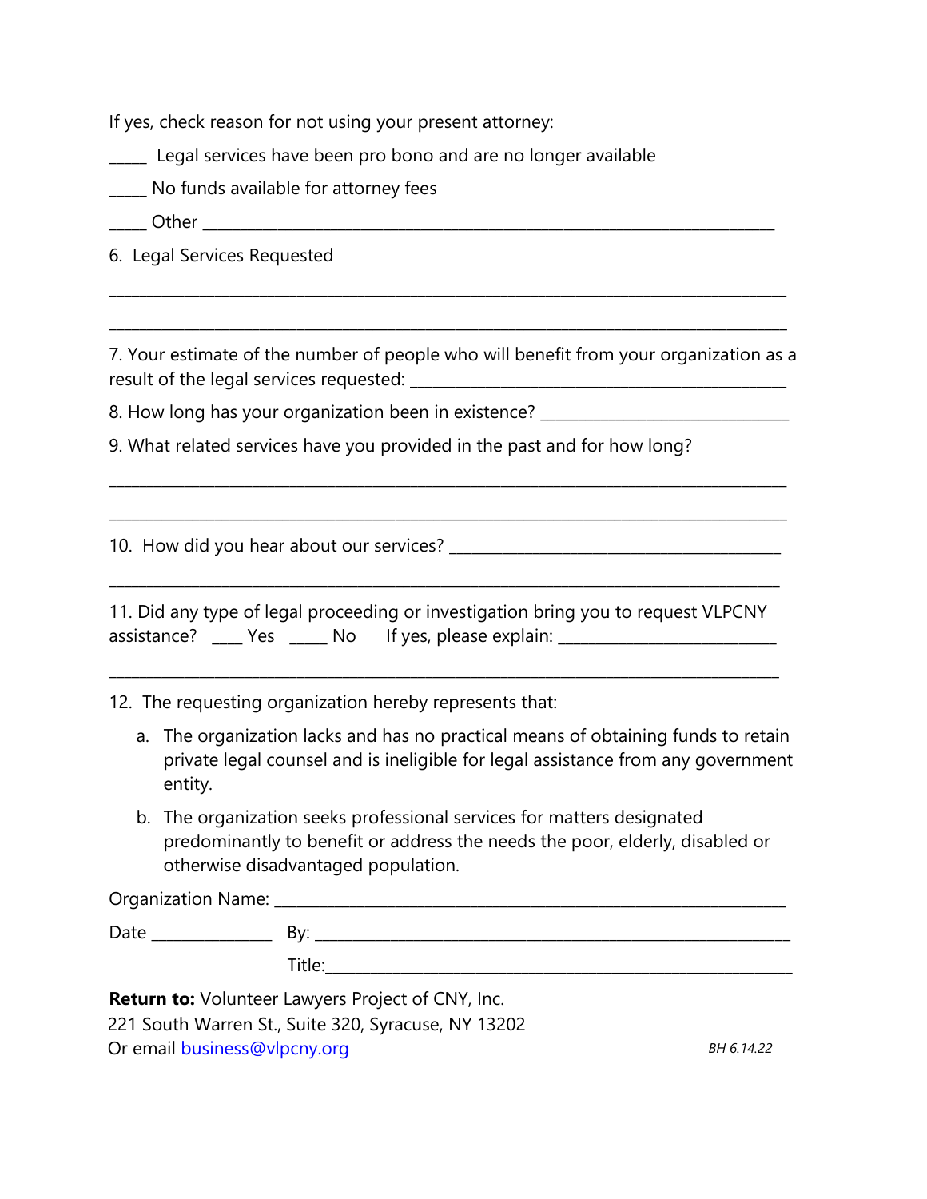If yes, check reason for not using your present attorney:

_____ Legal services have been pro bono and are no longer available

_____ No funds available for attorney fees

_____ Other ______________________________________________________________________

6. Legal Services Requested

___________________________________________________________________________________

___________________________________________________________________________________

7. Your estimate of the number of people who will benefit from your organization as a result of the legal services requested: _____________________________________________

8. How long has your organization been in existence? ______________________________

9. What related services have you provided in the past and for how long?

___________________________________________________________________________________

___________________________________________________________________________________

10. How did you hear about our services? _________________________________________

___________________________________________________________________________________

11. Did any type of legal proceeding or investigation bring you to request VLPCNY assistance? ____ Yes _____ No If yes, please explain: ___________________________

___________________________________________________________________________________

12. The requesting organization hereby represents that:

   a. The organization lacks and has no practical means of obtaining funds to retain private legal counsel and is ineligible for legal assistance from any government entity.

   b. The organization seeks professional services for matters designated predominantly to benefit or address the needs the poor, elderly, disabled or otherwise disadvantaged population.

Organization Name: _______________________________________________________________

Date ______________ By: ____________________________________________________________

Title: ___________________________________________________________

**Return to:** Volunteer Lawyers Project of CNY, Inc.
221 South Warren St., Suite 320, Syracuse, NY 13202
Or email business@vlpcny.org

*BH 6.14.22*